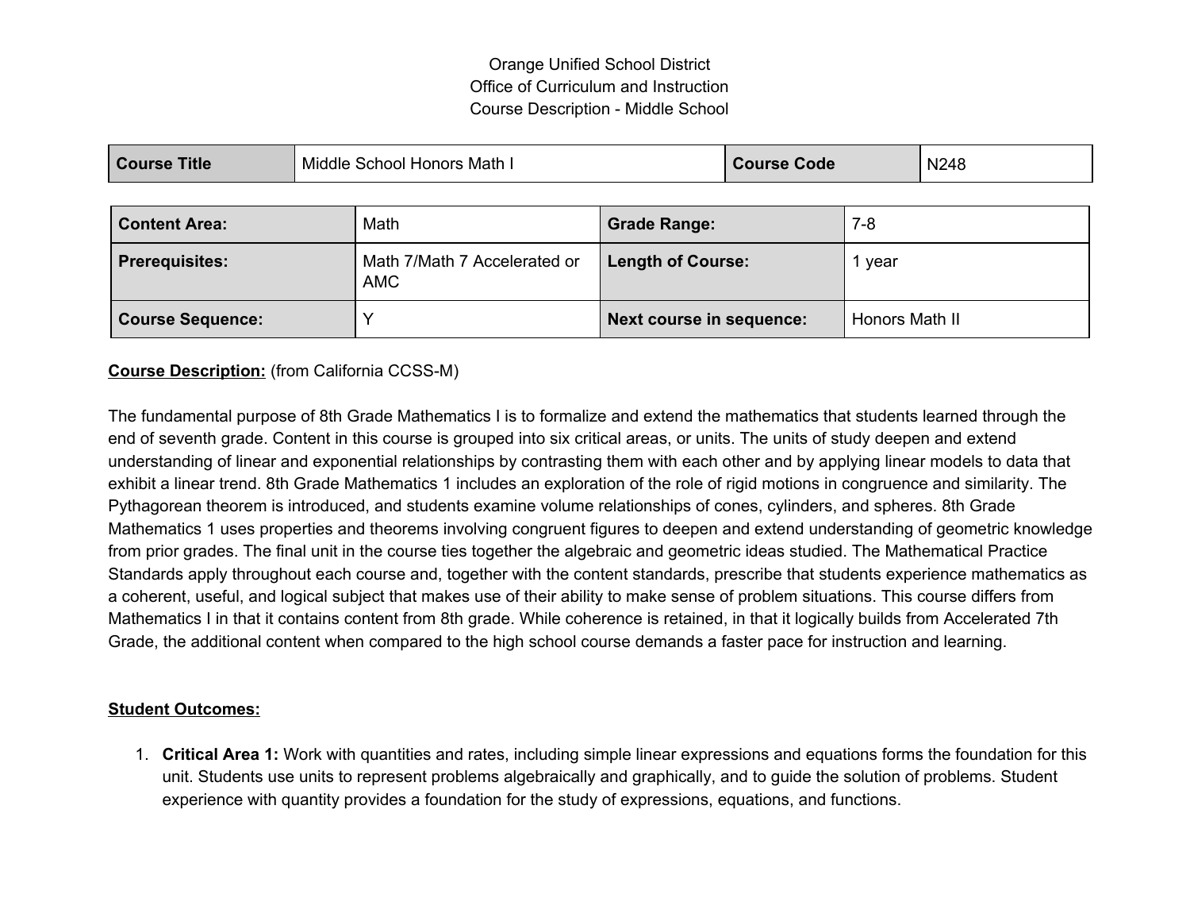Orange Unified School District
Office of Curriculum and Instruction
Course Description - Middle School

| Course Title | Middle School Honors Math I | Course Code | N248 |
|---|---|---|---|

| Content Area: | Math | Grade Range: | 7-8 |
|---|---|---|---|
| Prerequisites: | Math 7/Math 7 Accelerated or AMC | Length of Course: | 1 year |
| Course Sequence: | Y | Next course in sequence: | Honors Math II |

**Course Description:** (from California CCSS-M)

The fundamental purpose of 8th Grade Mathematics I is to formalize and extend the mathematics that students learned through the end of seventh grade. Content in this course is grouped into six critical areas, or units. The units of study deepen and extend understanding of linear and exponential relationships by contrasting them with each other and by applying linear models to data that exhibit a linear trend. 8th Grade Mathematics 1 includes an exploration of the role of rigid motions in congruence and similarity. The Pythagorean theorem is introduced, and students examine volume relationships of cones, cylinders, and spheres. 8th Grade Mathematics 1 uses properties and theorems involving congruent figures to deepen and extend understanding of geometric knowledge from prior grades. The final unit in the course ties together the algebraic and geometric ideas studied. The Mathematical Practice Standards apply throughout each course and, together with the content standards, prescribe that students experience mathematics as a coherent, useful, and logical subject that makes use of their ability to make sense of problem situations. This course differs from Mathematics I in that it contains content from 8th grade. While coherence is retained, in that it logically builds from Accelerated 7th Grade, the additional content when compared to the high school course demands a faster pace for instruction and learning.

**Student Outcomes:**

1. **Critical Area 1:** Work with quantities and rates, including simple linear expressions and equations forms the foundation for this unit. Students use units to represent problems algebraically and graphically, and to guide the solution of problems. Student experience with quantity provides a foundation for the study of expressions, equations, and functions.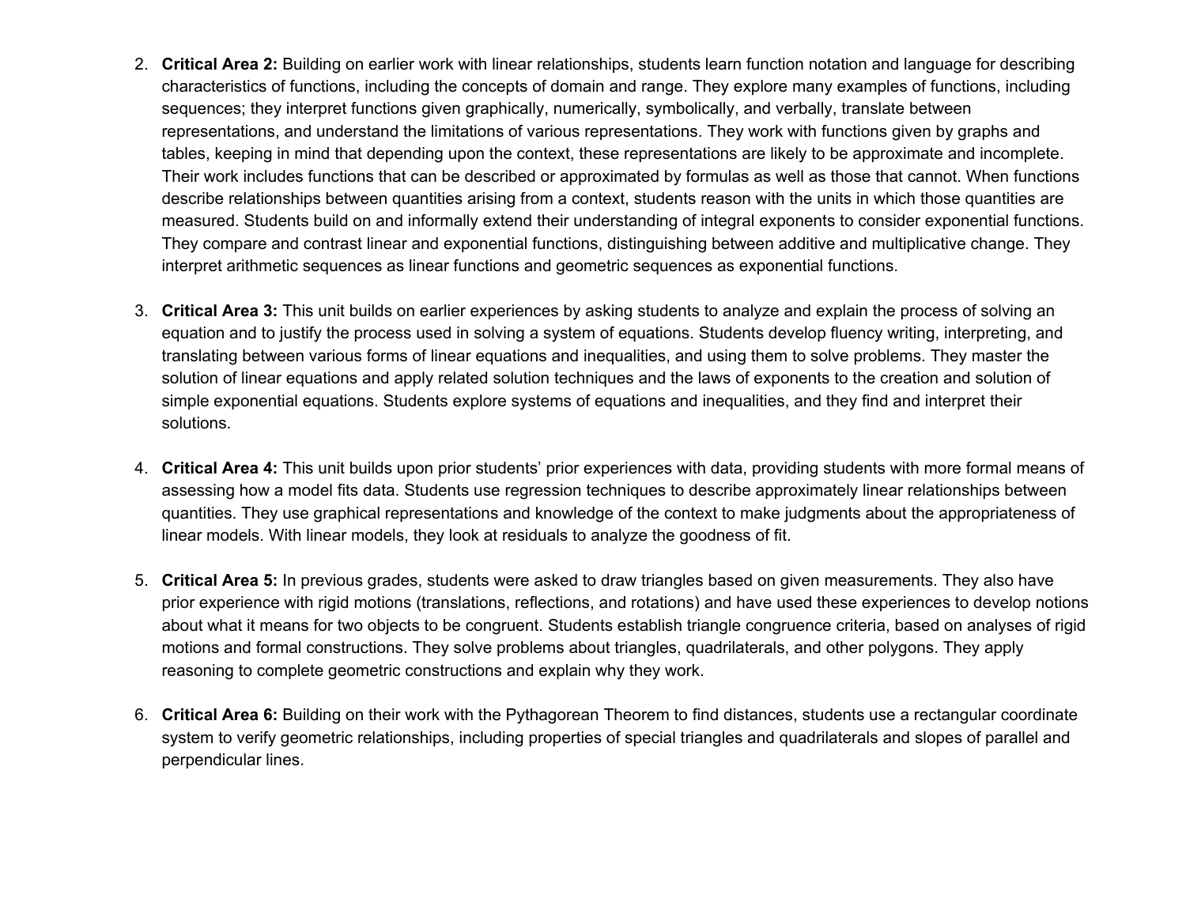2. **Critical Area 2:** Building on earlier work with linear relationships, students learn function notation and language for describing characteristics of functions, including the concepts of domain and range. They explore many examples of functions, including sequences; they interpret functions given graphically, numerically, symbolically, and verbally, translate between representations, and understand the limitations of various representations. They work with functions given by graphs and tables, keeping in mind that depending upon the context, these representations are likely to be approximate and incomplete. Their work includes functions that can be described or approximated by formulas as well as those that cannot. When functions describe relationships between quantities arising from a context, students reason with the units in which those quantities are measured. Students build on and informally extend their understanding of integral exponents to consider exponential functions. They compare and contrast linear and exponential functions, distinguishing between additive and multiplicative change. They interpret arithmetic sequences as linear functions and geometric sequences as exponential functions.

3. **Critical Area 3:** This unit builds on earlier experiences by asking students to analyze and explain the process of solving an equation and to justify the process used in solving a system of equations. Students develop fluency writing, interpreting, and translating between various forms of linear equations and inequalities, and using them to solve problems. They master the solution of linear equations and apply related solution techniques and the laws of exponents to the creation and solution of simple exponential equations. Students explore systems of equations and inequalities, and they find and interpret their solutions.

4. **Critical Area 4:** This unit builds upon prior students' prior experiences with data, providing students with more formal means of assessing how a model fits data. Students use regression techniques to describe approximately linear relationships between quantities. They use graphical representations and knowledge of the context to make judgments about the appropriateness of linear models. With linear models, they look at residuals to analyze the goodness of fit.

5. **Critical Area 5:** In previous grades, students were asked to draw triangles based on given measurements. They also have prior experience with rigid motions (translations, reflections, and rotations) and have used these experiences to develop notions about what it means for two objects to be congruent. Students establish triangle congruence criteria, based on analyses of rigid motions and formal constructions. They solve problems about triangles, quadrilaterals, and other polygons. They apply reasoning to complete geometric constructions and explain why they work.

6. **Critical Area 6:** Building on their work with the Pythagorean Theorem to find distances, students use a rectangular coordinate system to verify geometric relationships, including properties of special triangles and quadrilaterals and slopes of parallel and perpendicular lines.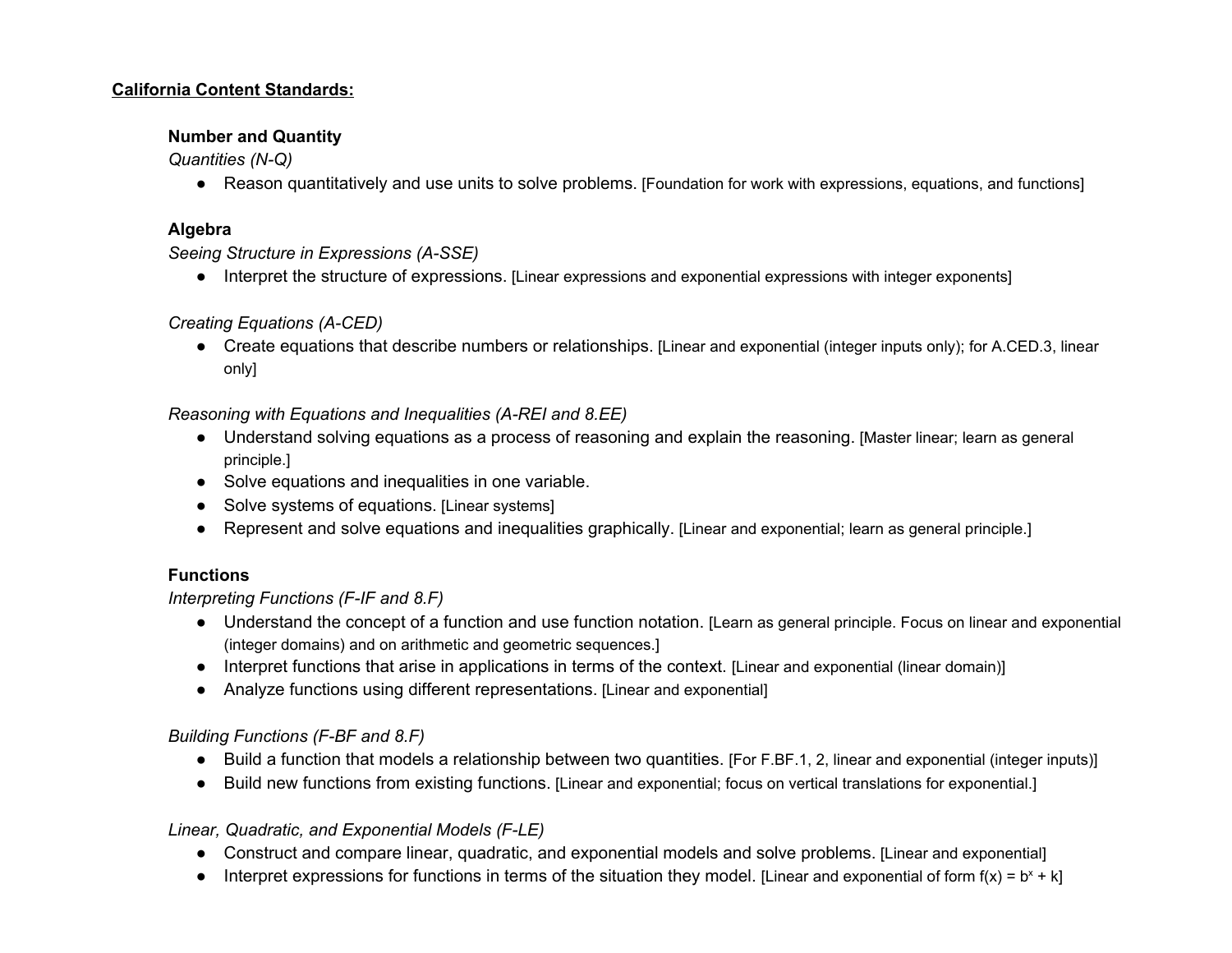**California Content Standards:**

**Number and Quantity**

*Quantities (N-Q)*

- Reason quantitatively and use units to solve problems. [Foundation for work with expressions, equations, and functions]

**Algebra**

*Seeing Structure in Expressions (A-SSE)*

- Interpret the structure of expressions. [Linear expressions and exponential expressions with integer exponents]

*Creating Equations (A-CED)*

- Create equations that describe numbers or relationships. [Linear and exponential (integer inputs only); for A.CED.3, linear only]

*Reasoning with Equations and Inequalities (A-REI and 8.EE)*

- Understand solving equations as a process of reasoning and explain the reasoning. [Master linear; learn as general principle.]
- Solve equations and inequalities in one variable.
- Solve systems of equations. [Linear systems]
- Represent and solve equations and inequalities graphically. [Linear and exponential; learn as general principle.]

**Functions**

*Interpreting Functions (F-IF and 8.F)*

- Understand the concept of a function and use function notation. [Learn as general principle. Focus on linear and exponential (integer domains) and on arithmetic and geometric sequences.]
- Interpret functions that arise in applications in terms of the context. [Linear and exponential (linear domain)]
- Analyze functions using different representations. [Linear and exponential]

*Building Functions (F-BF and 8.F)*

- Build a function that models a relationship between two quantities. [For F.BF.1, 2, linear and exponential (integer inputs)]
- Build new functions from existing functions. [Linear and exponential; focus on vertical translations for exponential.]

*Linear, Quadratic, and Exponential Models (F-LE)*

- Construct and compare linear, quadratic, and exponential models and solve problems. [Linear and exponential]
- Interpret expressions for functions in terms of the situation they model. [Linear and exponential of form $f(x) = b^x + k$]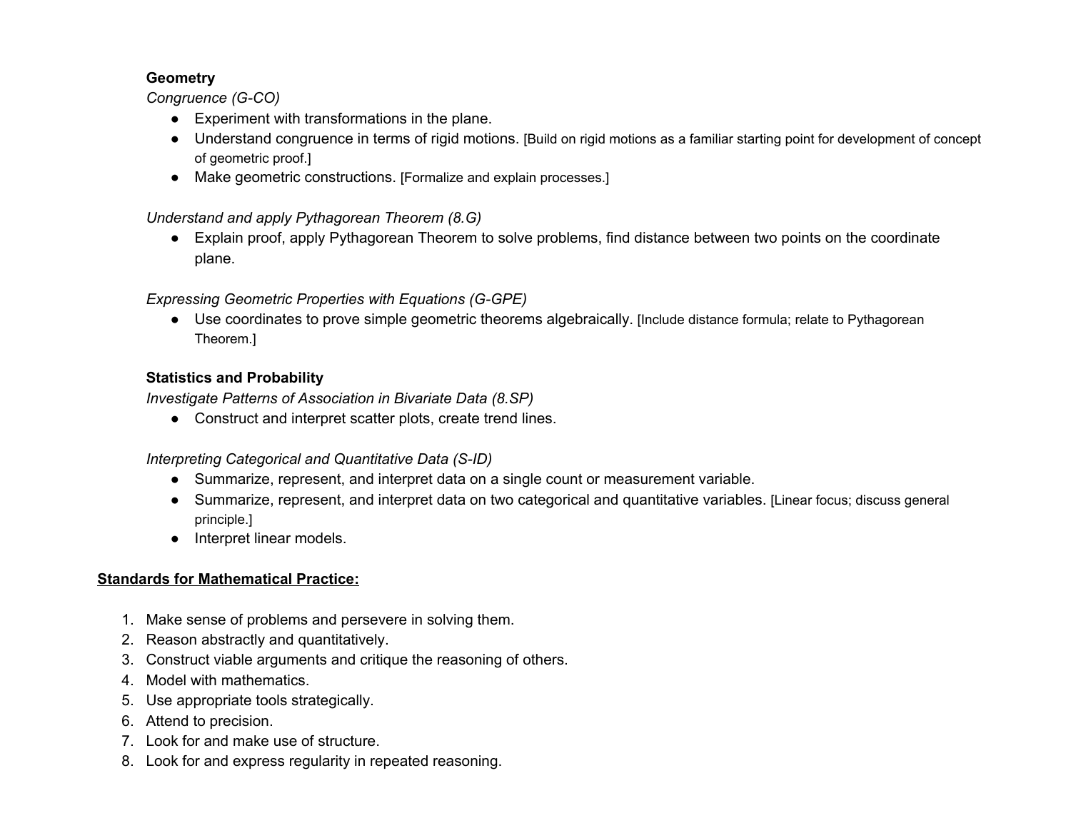**Geometry**

*Congruence (G-CO)*

- Experiment with transformations in the plane.
- Understand congruence in terms of rigid motions. [Build on rigid motions as a familiar starting point for development of concept of geometric proof.]
- Make geometric constructions. [Formalize and explain processes.]

*Understand and apply Pythagorean Theorem (8.G)*

- Explain proof, apply Pythagorean Theorem to solve problems, find distance between two points on the coordinate plane.

*Expressing Geometric Properties with Equations (G-GPE)*

- Use coordinates to prove simple geometric theorems algebraically. [Include distance formula; relate to Pythagorean Theorem.]

**Statistics and Probability**

*Investigate Patterns of Association in Bivariate Data (8.SP)*

- Construct and interpret scatter plots, create trend lines.

*Interpreting Categorical and Quantitative Data (S-ID)*

- Summarize, represent, and interpret data on a single count or measurement variable.
- Summarize, represent, and interpret data on two categorical and quantitative variables. [Linear focus; discuss general principle.]
- Interpret linear models.

**<u>Standards for Mathematical Practice:</u>**

1. Make sense of problems and persevere in solving them.
2. Reason abstractly and quantitatively.
3. Construct viable arguments and critique the reasoning of others.
4. Model with mathematics.
5. Use appropriate tools strategically.
6. Attend to precision.
7. Look for and make use of structure.
8. Look for and express regularity in repeated reasoning.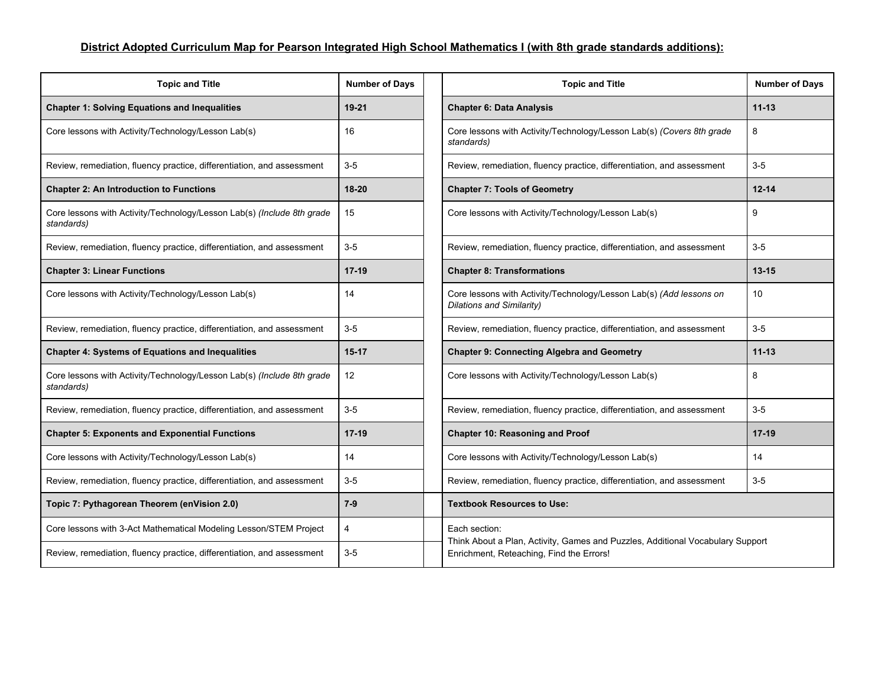## District Adopted Curriculum Map for Pearson Integrated High School Mathematics I (with 8th grade standards additions):

| Topic and Title | Number of Days |
| --- | --- |
| **Chapter 1: Solving Equations and Inequalities** | **19-21** |
| Core lessons with Activity/Technology/Lesson Lab(s) | 16 |
| Review, remediation, fluency practice, differentiation, and assessment | 3-5 |
| **Chapter 2: An Introduction to Functions** | **18-20** |
| Core lessons with Activity/Technology/Lesson Lab(s) *(Include 8th grade standards)* | 15 |
| Review, remediation, fluency practice, differentiation, and assessment | 3-5 |
| **Chapter 3: Linear Functions** | **17-19** |
| Core lessons with Activity/Technology/Lesson Lab(s) | 14 |
| Review, remediation, fluency practice, differentiation, and assessment | 3-5 |
| **Chapter 4: Systems of Equations and Inequalities** | **15-17** |
| Core lessons with Activity/Technology/Lesson Lab(s) *(Include 8th grade standards)* | 12 |
| Review, remediation, fluency practice, differentiation, and assessment | 3-5 |
| **Chapter 5: Exponents and Exponential Functions** | **17-19** |
| Core lessons with Activity/Technology/Lesson Lab(s) | 14 |
| Review, remediation, fluency practice, differentiation, and assessment | 3-5 |
| **Topic 7: Pythagorean Theorem (enVision 2.0)** | **7-9** |
| Core lessons with 3-Act Mathematical Modeling Lesson/STEM Project | 4 |
| Review, remediation, fluency practice, differentiation, and assessment | 3-5 |

| Topic and Title | Number of Days |
| --- | --- |
| **Chapter 6: Data Analysis** | **11-13** |
| Core lessons with Activity/Technology/Lesson Lab(s) *(Covers 8th grade standards)* | 8 |
| Review, remediation, fluency practice, differentiation, and assessment | 3-5 |
| **Chapter 7: Tools of Geometry** | **12-14** |
| Core lessons with Activity/Technology/Lesson Lab(s) | 9 |
| Review, remediation, fluency practice, differentiation, and assessment | 3-5 |
| **Chapter 8: Transformations** | **13-15** |
| Core lessons with Activity/Technology/Lesson Lab(s) *(Add lessons on Dilations and Similarity)* | 10 |
| Review, remediation, fluency practice, differentiation, and assessment | 3-5 |
| **Chapter 9: Connecting Algebra and Geometry** | **11-13** |
| Core lessons with Activity/Technology/Lesson Lab(s) | 8 |
| Review, remediation, fluency practice, differentiation, and assessment | 3-5 |
| **Chapter 10: Reasoning and Proof** | **17-19** |
| Core lessons with Activity/Technology/Lesson Lab(s) | 14 |
| Review, remediation, fluency practice, differentiation, and assessment | 3-5 |
| **Textbook Resources to Use:** | |
| Each section:<br>Think About a Plan, Activity, Games and Puzzles, Additional Vocabulary Support<br>Enrichment, Reteaching, Find the Errors! | |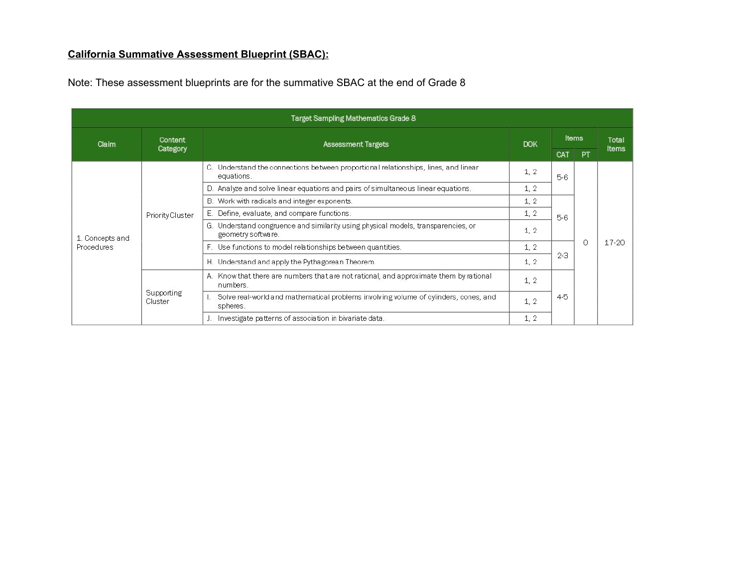**California Summative Assessment Blueprint (SBAC):**

Note: These assessment blueprints are for the summative SBAC at the end of Grade 8

| Target Sampling Mathematics Grade 8 | | | | | | |
|---|---|---|---|---|---|---|
| Claim | Content Category | Assessment Targets | DOK | Items | | Total Items |
| | | | | CAT | PT | |
| 1. Concepts and Procedures | Priority Cluster | C. Understand the connections between proportional relationships, lines, and linear equations. | 1, 2 | 5-6 | 0 | 17-20 |
| | | D. Analyze and solve linear equations and pairs of simultaneous linear equations. | 1, 2 | | | |
| | | B. Work with radicals and integer exponents. | 1, 2 | 5-6 | | |
| | | E. Define, evaluate, and compare functions. | 1, 2 | | | |
| | | G. Understand congruence and similarity using physical models, transparencies, or geometry software. | 1, 2 | | | |
| | | F. Use functions to model relationships between quantities. | 1, 2 | 2-3 | | |
| | | H. Understand and apply the Pythagorean Theorem. | 1, 2 | | | |
| | Supporting Cluster | A. Know that there are numbers that are not rational, and approximate them by rational numbers. | 1, 2 | 4-5 | | |
| | | I. Solve real-world and mathematical problems involving volume of cylinders, cones, and spheres. | 1, 2 | | | |
| | | J. Investigate patterns of association in bivariate data. | 1, 2 | | | |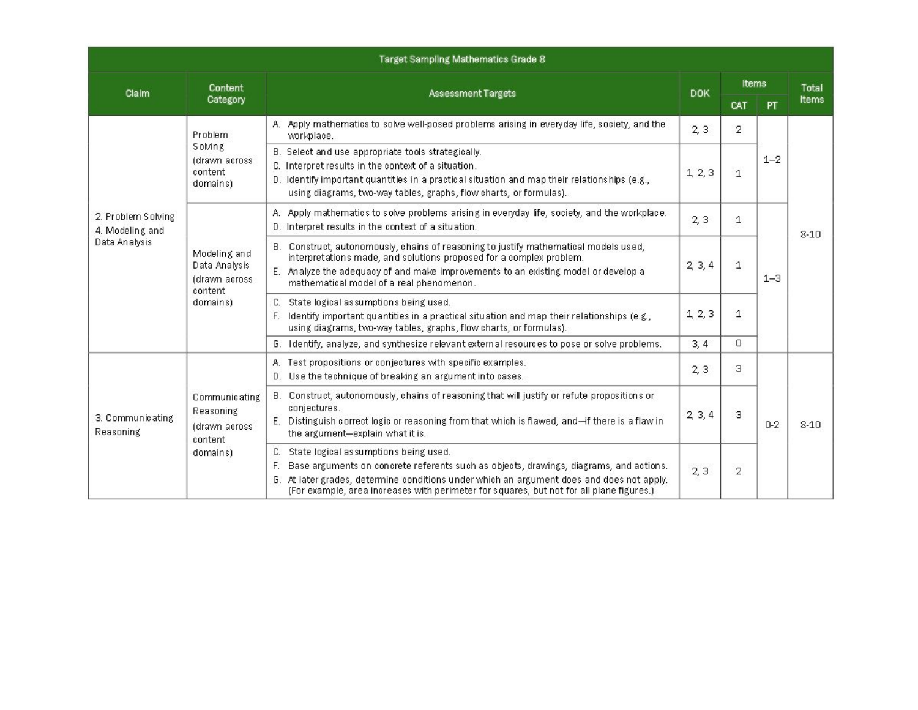| Target Sampling Mathematics Grade 8 | | | | | | |
|---|---|---|---|---|---|---|
| Claim | Content Category | Assessment Targets | DOK | Items | | Total Items |
| | | | | CAT | PT | |
| 2. Problem Solving 4. Modeling and Data Analysis | Problem Solving (drawn across content domains) | A. Apply mathematics to solve well-posed problems arising in everyday life, society, and the workplace. | 2, 3 | 2 | 1–2 | 8-10 |
| | | B. Select and use appropriate tools strategically. C. Interpret results in the context of a situation. D. Identify important quantities in a practical situation and map their relationships (e.g., using diagrams, two-way tables, graphs, flow charts, or formulas). | 1, 2, 3 | 1 | | |
| | Modeling and Data Analysis (drawn across content domains) | A. Apply mathematics to solve problems arising in everyday life, society, and the workplace. D. Interpret results in the context of a situation. | 2, 3 | 1 | 1–3 | |
| | | B. Construct, autonomously, chains of reasoning to justify mathematical models used, interpretations made, and solutions proposed for a complex problem. E. Analyze the adequacy of and make improvements to an existing model or develop a mathematical model of a real phenomenon. | 2, 3, 4 | 1 | | |
| | | C. State logical assumptions being used. F. Identify important quantities in a practical situation and map their relationships (e.g., using diagrams, two-way tables, graphs, flow charts, or formulas). | 1, 2, 3 | 1 | | |
| | | G. Identify, analyze, and synthesize relevant external resources to pose or solve problems. | 3, 4 | 0 | | |
| 3. Communicating Reasoning | Communicating Reasoning (drawn across content domains) | A. Test propositions or conjectures with specific examples. D. Use the technique of breaking an argument into cases. | 2, 3 | 3 | 0-2 | 8-10 |
| | | B. Construct, autonomously, chains of reasoning that will justify or refute propositions or conjectures. E. Distinguish correct logic or reasoning from that which is flawed, and—if there is a flaw in the argument—explain what it is. | 2, 3, 4 | 3 | | |
| | | C. State logical assumptions being used. F. Base arguments on concrete referents such as objects, drawings, diagrams, and actions. G. At later grades, determine conditions under which an argument does and does not apply. (For example, area increases with perimeter for squares, but not for all plane figures.) | 2, 3 | 2 | | |